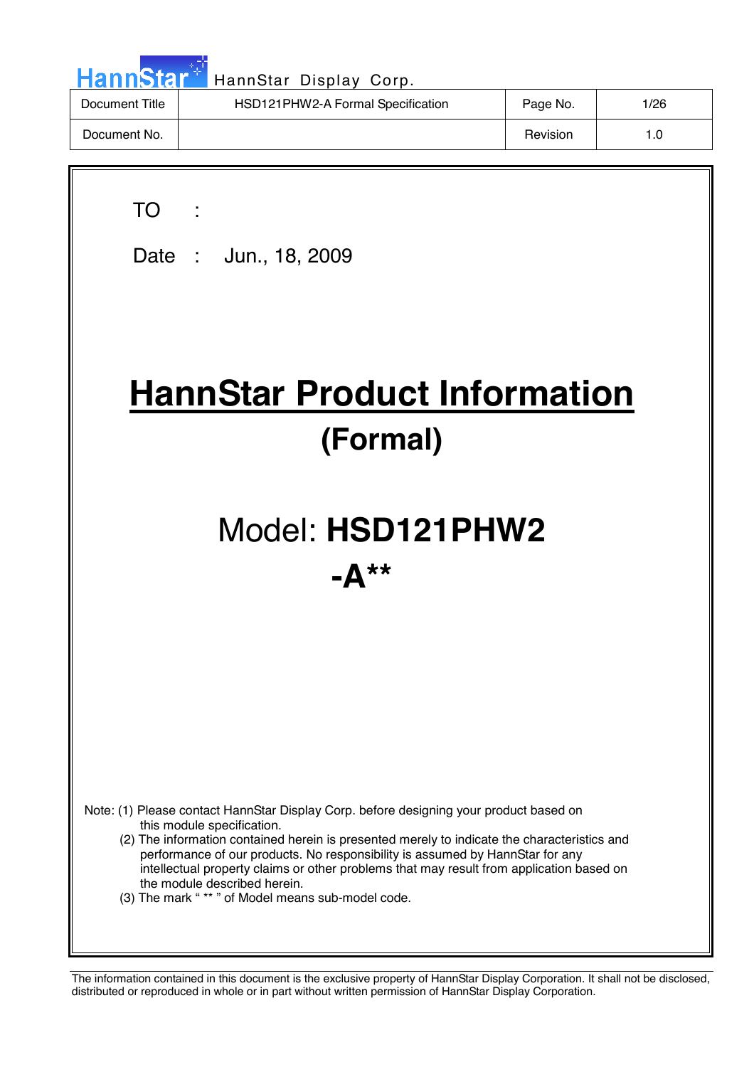HannStar Display Corp.

| Document Title | HSD121PHW2-A Formal Specification | Page No. | 1/26 |
|---|---|---|---|
| Document No. | | Revision | 1.0 |

TO :

Date : Jun., 18, 2009

# HannStar Product Information

## (Formal)

## Model: **HSD121PHW2 -A****

Note: (1) Please contact HannStar Display Corp. before designing your product based on this module specification.

(2) The information contained herein is presented merely to indicate the characteristics and performance of our products. No responsibility is assumed by HannStar for any intellectual property claims or other problems that may result from application based on the module described herein.

(3) The mark " ** " of Model means sub-model code.

The information contained in this document is the exclusive property of HannStar Display Corporation. It shall not be disclosed, distributed or reproduced in whole or in part without written permission of HannStar Display Corporation.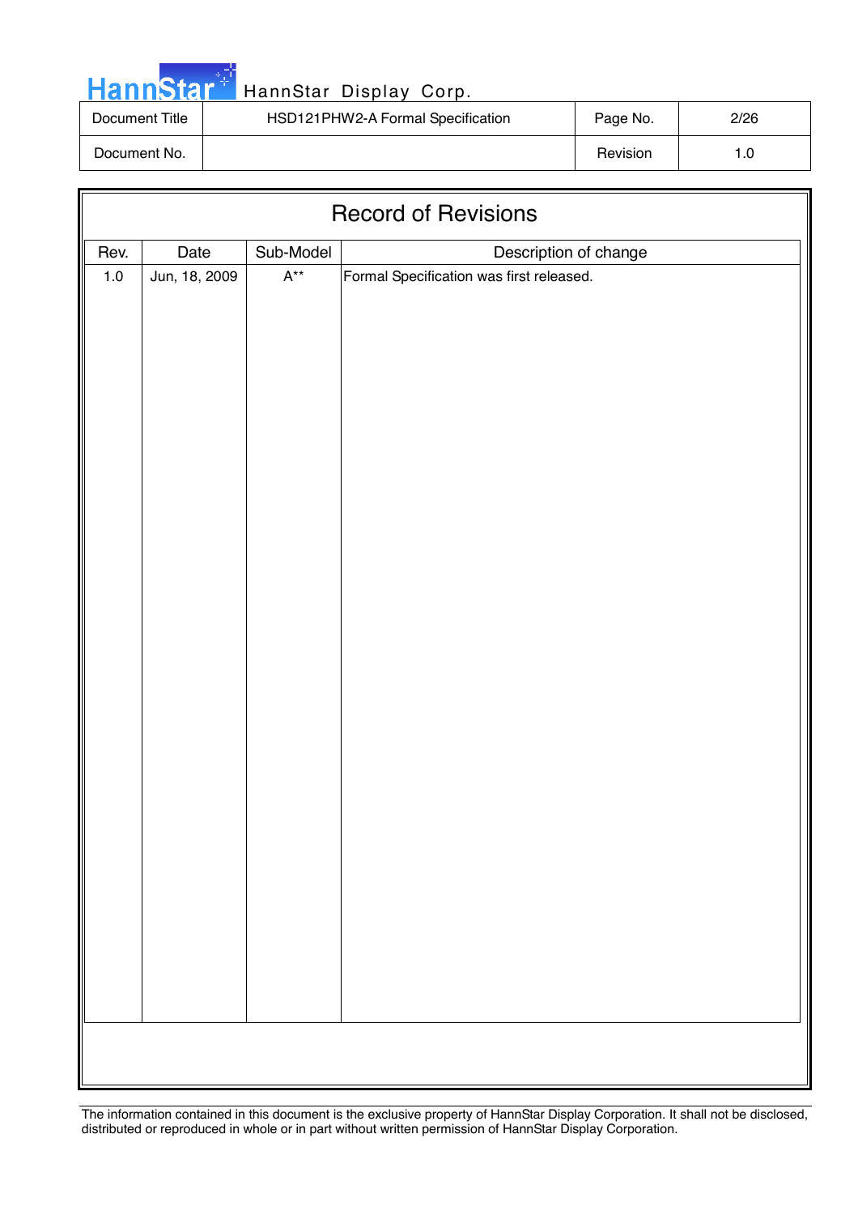# Record of Revisions

| Rev. | Date | Sub-Model | Description of change |
|---|---|---|---|
| 1.0 | Jun, 18, 2009 | A** | Formal Specification was first released. |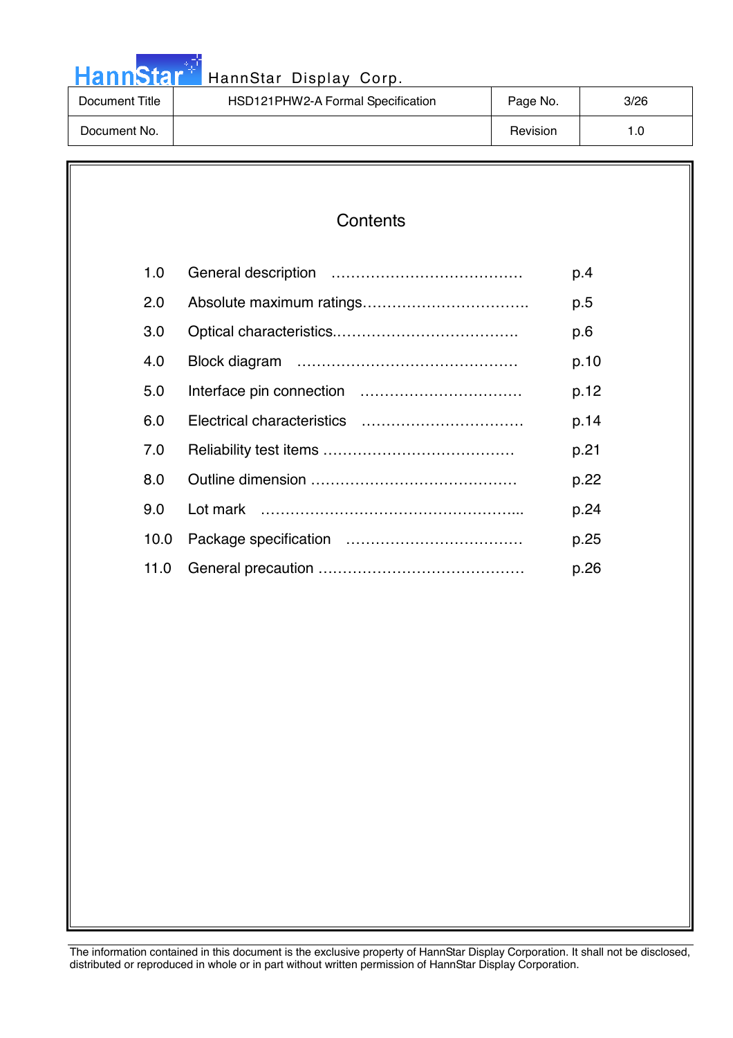# Contents

| | | |
|---|---|---|
| 1.0 | General description ………………………………… | p.4 |
| 2.0 | Absolute maximum ratings……………………………. | p.5 |
| 3.0 | Optical characteristics………………………………. | p.6 |
| 4.0 | Block diagram ……………………………………… | p.10 |
| 5.0 | Interface pin connection …………………………… | p.12 |
| 6.0 | Electrical characteristics …………………………… | p.14 |
| 7.0 | Reliability test items ………………………………… | p.21 |
| 8.0 | Outline dimension …………………………………… | p.22 |
| 9.0 | Lot mark ……………………………………………... | p.24 |
| 10.0 | Package specification ……………………………… | p.25 |
| 11.0 | General precaution …………………………………… | p.26 |

The information contained in this document is the exclusive property of HannStar Display Corporation. It shall not be disclosed, distributed or reproduced in whole or in part without written permission of HannStar Display Corporation.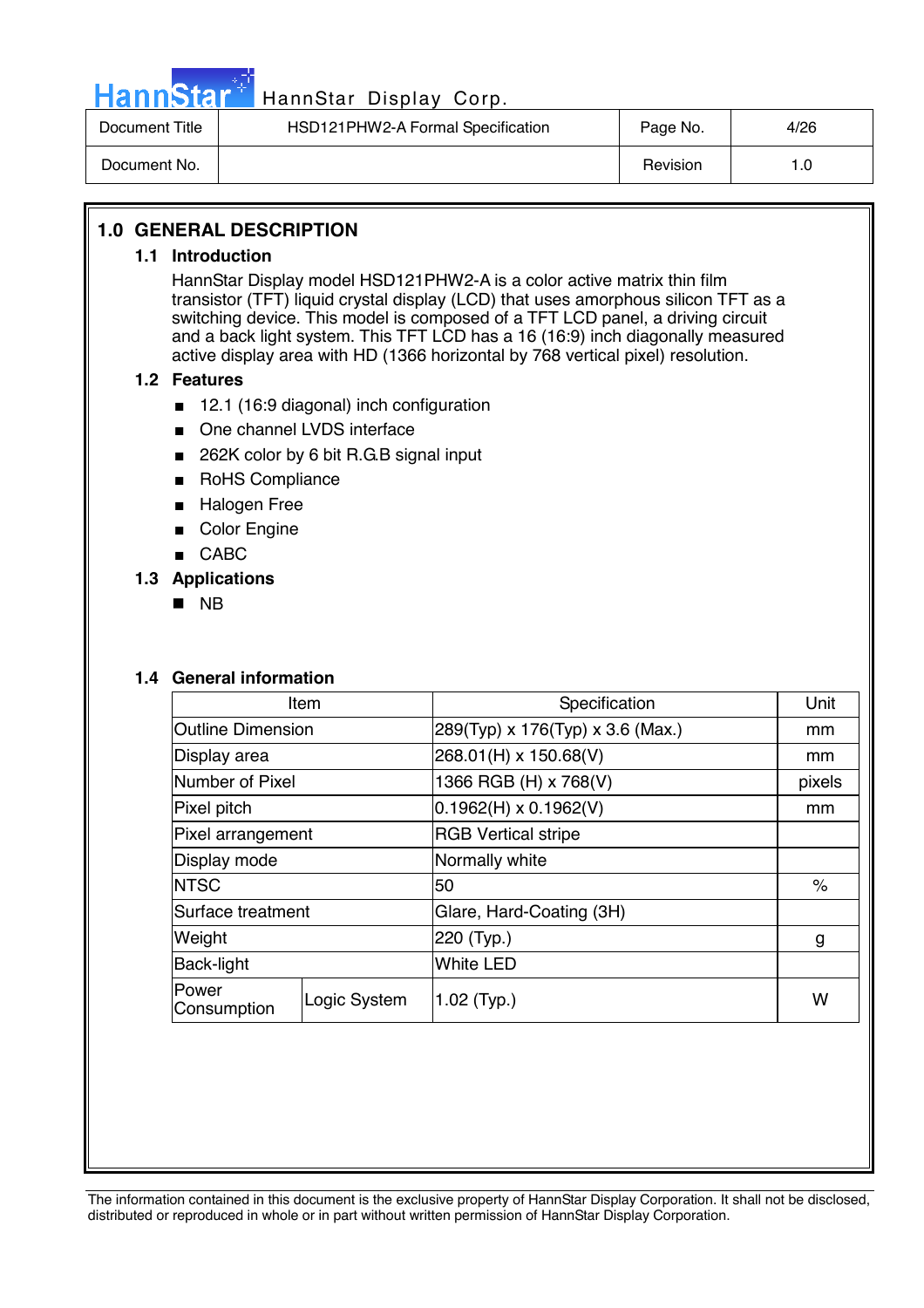## 1.0 GENERAL DESCRIPTION

### 1.1 Introduction

HannStar Display model HSD121PHW2-A is a color active matrix thin film transistor (TFT) liquid crystal display (LCD) that uses amorphous silicon TFT as a switching device. This model is composed of a TFT LCD panel, a driving circuit and a back light system. This TFT LCD has a 16 (16:9) inch diagonally measured active display area with HD (1366 horizontal by 768 vertical pixel) resolution.

### 1.2 Features

- 12.1 (16:9 diagonal) inch configuration
- One channel LVDS interface
- 262K color by 6 bit R.G.B signal input
- RoHS Compliance
- Halogen Free
- Color Engine
- CABC

### 1.3 Applications

- NB

### 1.4 General information

| Item | | Specification | Unit |
|---|---|---|---|
| Outline Dimension | | 289(Typ) x 176(Typ) x 3.6 (Max.) | mm |
| Display area | | 268.01(H) x 150.68(V) | mm |
| Number of Pixel | | 1366 RGB (H) x 768(V) | pixels |
| Pixel pitch | | 0.1962(H) x 0.1962(V) | mm |
| Pixel arrangement | | RGB Vertical stripe | |
| Display mode | | Normally white | |
| NTSC | | 50 | % |
| Surface treatment | | Glare, Hard-Coating (3H) | |
| Weight | | 220 (Typ.) | g |
| Back-light | | White LED | |
| Power Consumption | Logic System | 1.02 (Typ.) | W |

The information contained in this document is the exclusive property of HannStar Display Corporation. It shall not be disclosed, distributed or reproduced in whole or in part without written permission of HannStar Display Corporation.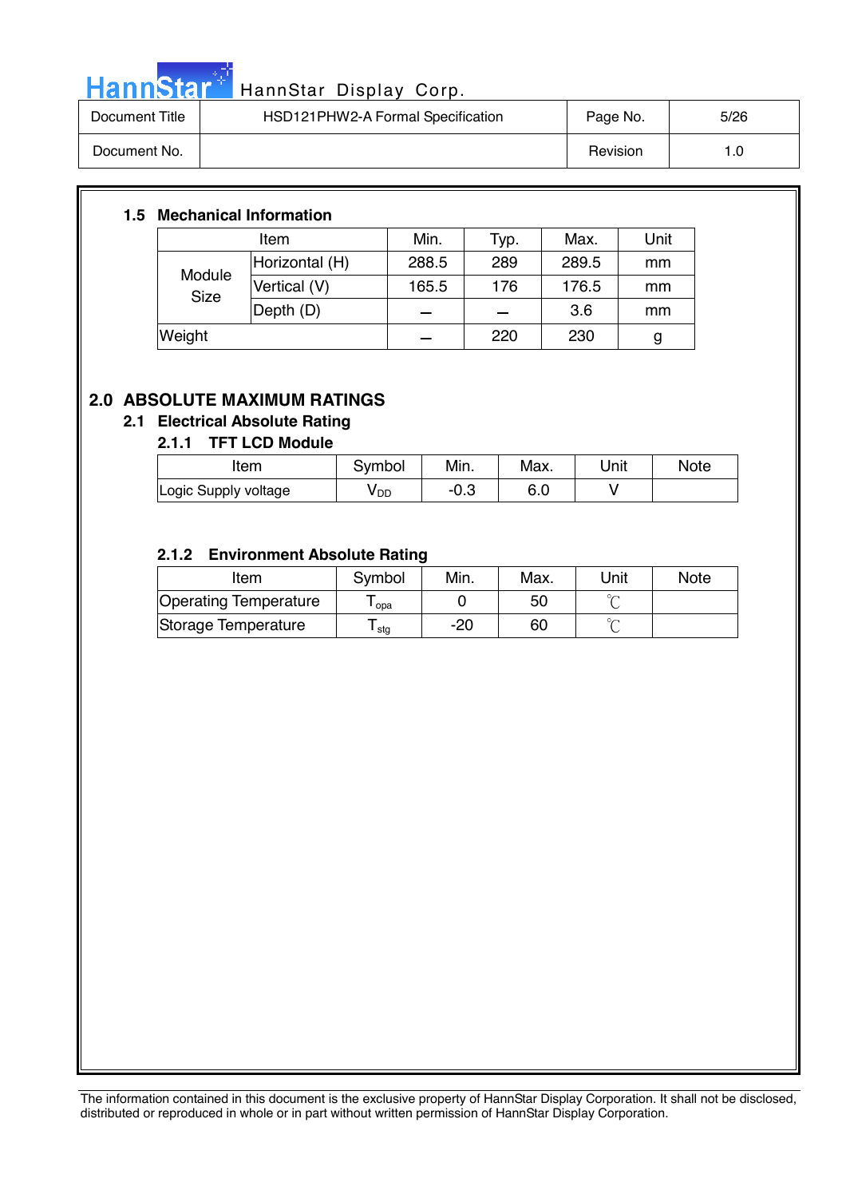### 1.5 Mechanical Information

| Item | | Min. | Typ. | Max. | Unit |
|---|---|---|---|---|---|
| Module Size | Horizontal (H) | 288.5 | 289 | 289.5 | mm |
| | Vertical (V) | 165.5 | 176 | 176.5 | mm |
| | Depth (D) | – | – | 3.6 | mm |
| Weight | | – | 220 | 230 | g |

## 2.0 ABSOLUTE MAXIMUM RATINGS

### 2.1 Electrical Absolute Rating

#### 2.1.1 TFT LCD Module

| Item | Symbol | Min. | Max. | Unit | Note |
|---|---|---|---|---|---|
| Logic Supply voltage | $V_{DD}$ | -0.3 | 6.0 | V | |

#### 2.1.2 Environment Absolute Rating

| Item | Symbol | Min. | Max. | Unit | Note |
|---|---|---|---|---|---|
| Operating Temperature | $T_{opa}$ | 0 | 50 | ℃ | |
| Storage Temperature | $T_{stg}$ | -20 | 60 | ℃ | |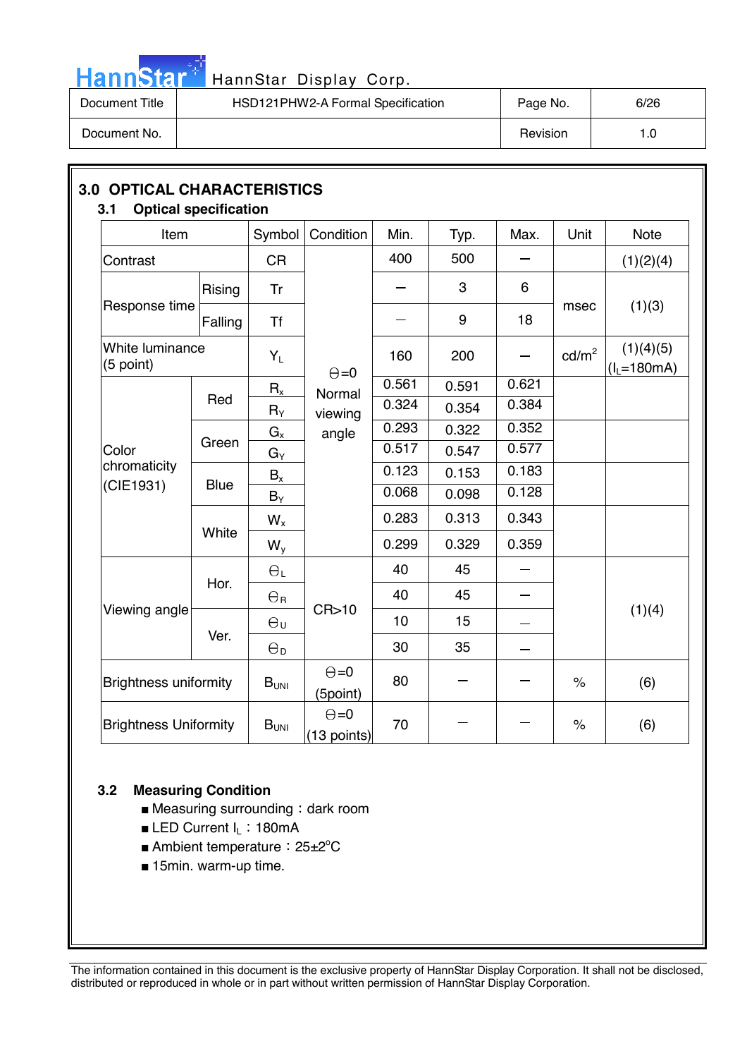## 3.0 OPTICAL CHARACTERISTICS

### 3.1 Optical specification

| Item | | Symbol | Condition | Min. | Typ. | Max. | Unit | Note |
|---|---|---|---|---|---|---|---|---|
| Contrast | | CR | ϴ=0 Normal viewing angle | 400 | 500 | – | | (1)(2)(4) |
| Response time | Rising | Tr | | – | 3 | 6 | msec | (1)(3) |
| | Falling | Tf | | – | 9 | 18 | | |
| White luminance (5 point) | | $Y_L$ | | 160 | 200 | – | cd/m$^2$ | (1)(4)(5) ($I_L$=180mA) |
| Color chromaticity (CIE1931) | Red | $R_x$ | | 0.561 | 0.591 | 0.621 | | |
| | | $R_Y$ | | 0.324 | 0.354 | 0.384 | | |
| | Green | $G_x$ | | 0.293 | 0.322 | 0.352 | | |
| | | $G_Y$ | | 0.517 | 0.547 | 0.577 | | |
| | Blue | $B_x$ | | 0.123 | 0.153 | 0.183 | | |
| | | $B_Y$ | | 0.068 | 0.098 | 0.128 | | |
| | White | $W_x$ | | 0.283 | 0.313 | 0.343 | | |
| | | $W_y$ | | 0.299 | 0.329 | 0.359 | | |
| Viewing angle | Hor. | $ϴ_L$ | CR>10 | 40 | 45 | – | | (1)(4) |
| | | $ϴ_R$ | | 40 | 45 | – | | |
| | Ver. | $ϴ_U$ | | 10 | 15 | – | | |
| | | $ϴ_D$ | | 30 | 35 | – | | |
| Brightness uniformity | | $B_{UNI}$ | ϴ=0 (5point) | 80 | – | – | % | (6) |
| Brightness Uniformity | | $B_{UNI}$ | ϴ=0 (13 points) | 70 | – | – | % | (6) |

### 3.2 Measuring Condition

- Measuring surrounding：dark room
- LED Current $I_L$：180mA
- Ambient temperature：25±2°C
- 15min. warm-up time.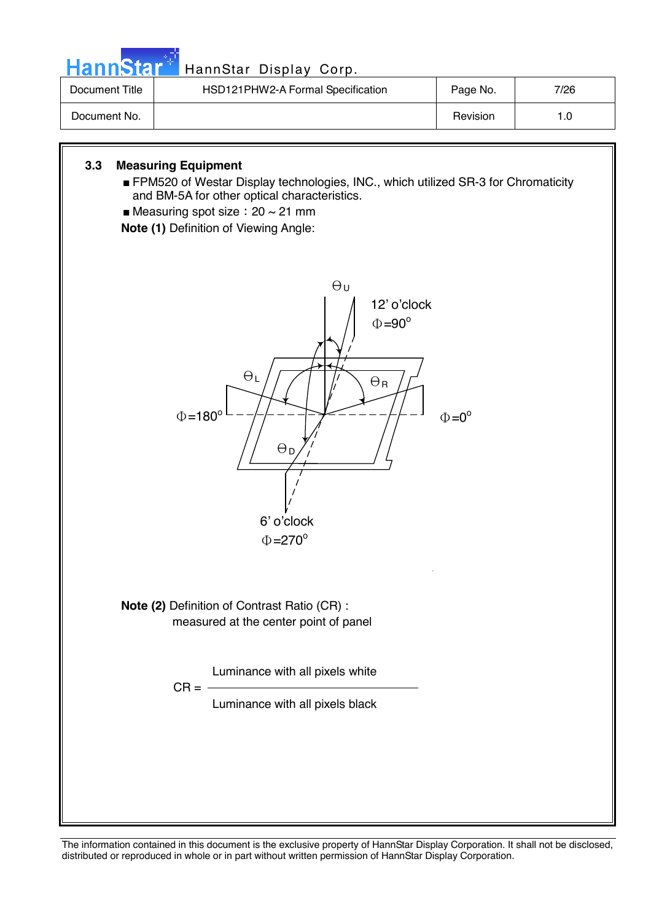### 3.3 Measuring Equipment

- FPM520 of Westar Display technologies, INC., which utilized SR-3 for Chromaticity and BM-5A for other optical characteristics.
- Measuring spot size：20 ~ 21 mm

**Note (1)** Definition of Viewing Angle:

$\Theta_U$

12' o'clock
$\Phi=90^o$

$\Theta_L$

$\Theta_R$

$\Phi=180^o$

$\Phi=0^o$

$\Theta_D$

6' o'clock
$\Phi=270^o$

**Note (2)** Definition of Contrast Ratio (CR) :
measured at the center point of panel

$$CR = \frac{\text{Luminance with all pixels white}}{\text{Luminance with all pixels black}}$$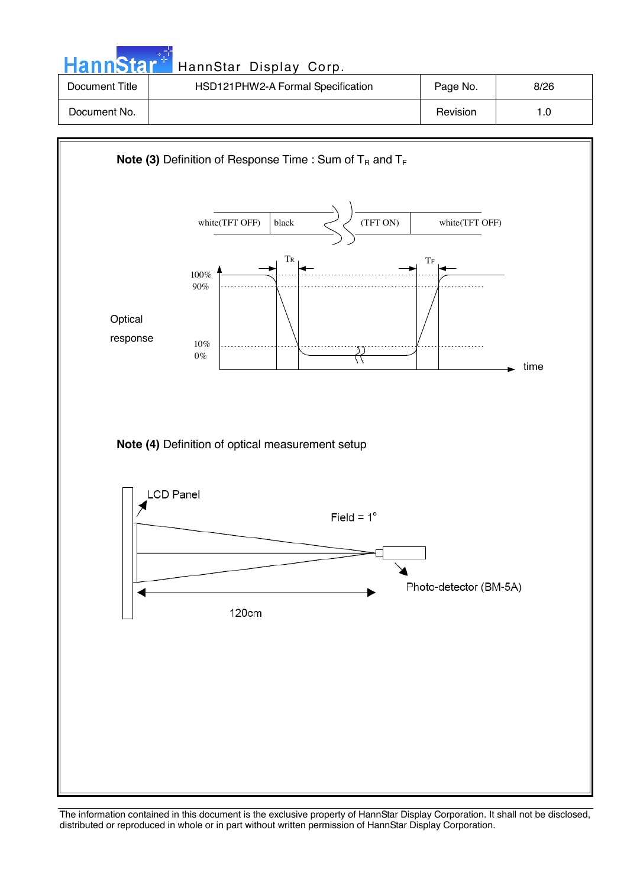**Note (3)** Definition of Response Time : Sum of $T_R$ and $T_F$

white(TFT OFF) | black | (TFT ON) | white(TFT OFF)

$T_R$ $T_F$

100%
90%

Optical response

10%
0%

time

**Note (4)** Definition of optical measurement setup

LCD Panel

Field = 1°

Photo-detector (BM-5A)

120cm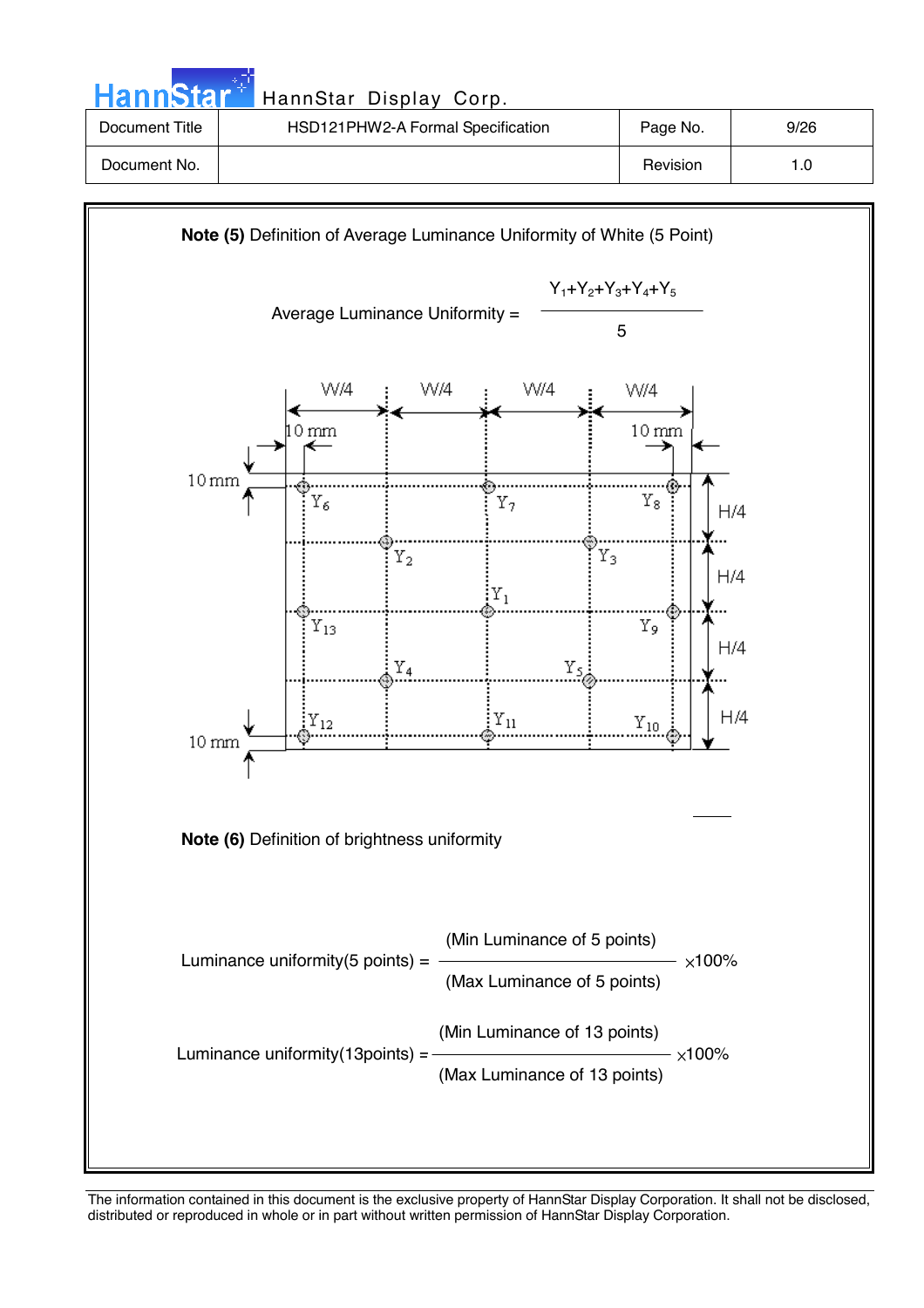**Note (5)** Definition of Average Luminance Uniformity of White (5 Point)

$$\text{Average Luminance Uniformity} = \frac{Y_1+Y_2+Y_3+Y_4+Y_5}{5}$$

W/4 W/4 W/4 W/4

10 mm 10 mm

10 mm

$Y_6$ $Y_7$ $Y_8$

$Y_2$ $Y_3$

$Y_1$

$Y_{13}$ $Y_9$

$Y_4$ $Y_5$

$Y_{12}$ $Y_{11}$ $Y_{10}$

10 mm

H/4 H/4 H/4 H/4

**Note (6)** Definition of brightness uniformity

$$\text{Luminance uniformity(5 points)} = \frac{\text{(Min Luminance of 5 points)}}{\text{(Max Luminance of 5 points)}} \times 100\%$$

$$\text{Luminance uniformity(13points)} = \frac{\text{(Min Luminance of 13 points)}}{\text{(Max Luminance of 13 points)}} \times 100\%$$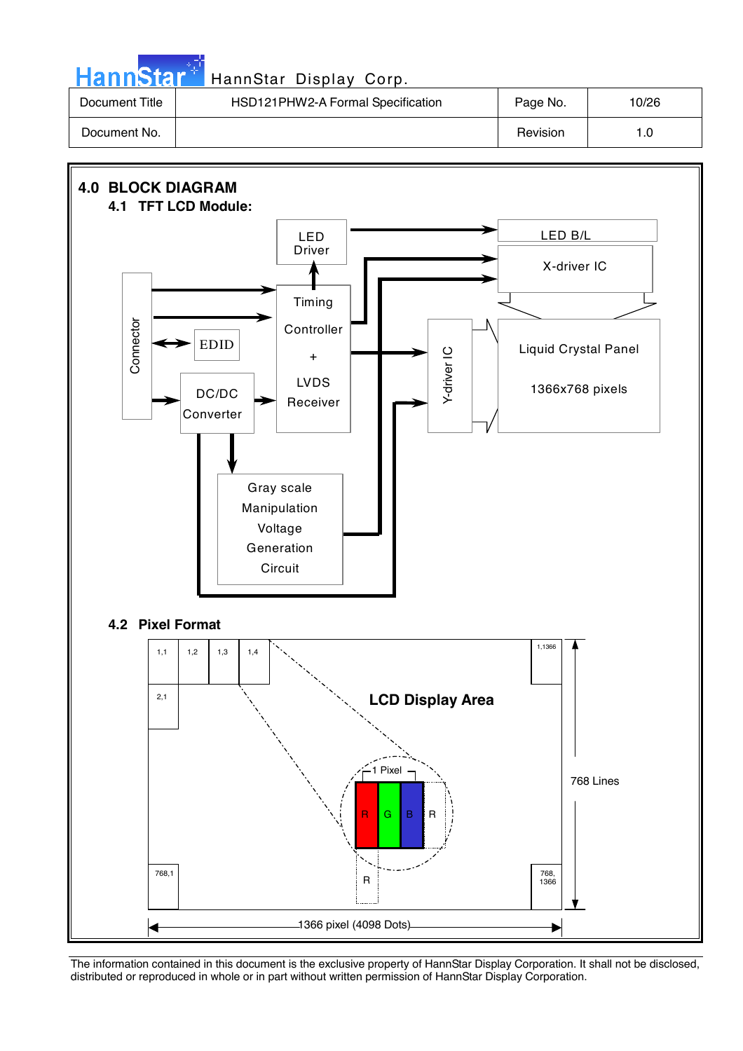## 4.0 BLOCK DIAGRAM

### 4.1 TFT LCD Module:

Connector, EDID, DC/DC Converter, Timing Controller + LVDS Receiver, LED Driver, LED B/L, X-driver IC, Y-driver IC, Liquid Crystal Panel 1366x768 pixels, Gray scale Manipulation Voltage Generation Circuit

### 4.2 Pixel Format

LCD Display Area

1,1 | 1,2 | 1,3 | 1,4 | 1,1366 | 2,1 | 768,1 | 768, 1366

1 Pixel: R G B R

768 Lines

1366 pixel (4098 Dots)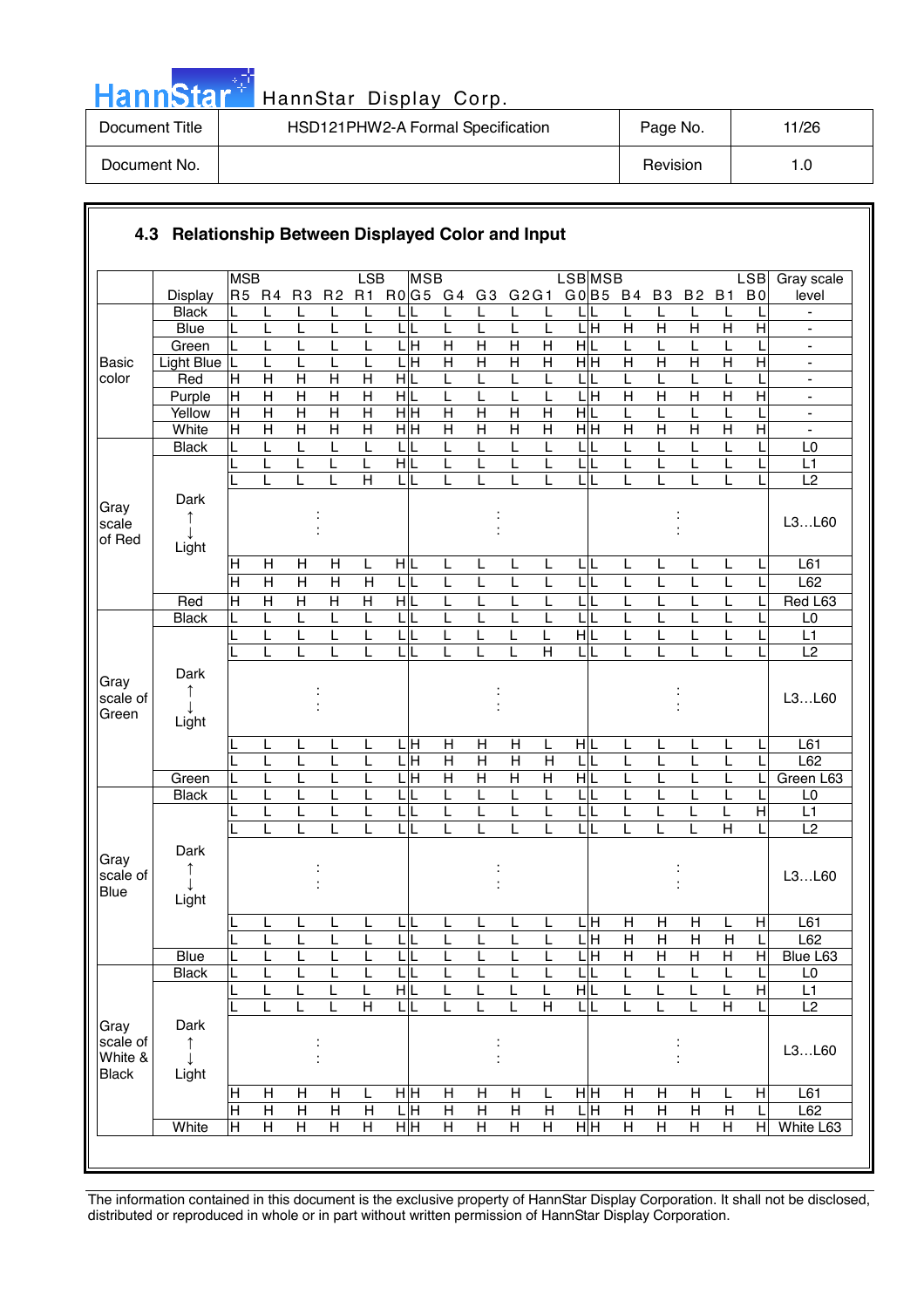### 4.3 Relationship Between Displayed Color and Input

| | Display | R5 (MSB) | R4 | R3 | R2 | R1 | R0 (LSB) | G5 (MSB) | G4 | G3 | G2 | G1 | G0 (LSB) | B5 (MSB) | B4 | B3 | B2 | B1 | B0 (LSB) | Gray scale level |
|---|---|---|---|---|---|---|---|---|---|---|---|---|---|---|---|---|---|---|---|---|
| Basic color | Black | L | L | L | L | L | L | L | L | L | L | L | L | L | L | L | L | L | L | - |
| | Blue | L | L | L | L | L | L | L | L | L | L | L | L | H | H | H | H | H | H | - |
| | Green | L | L | L | L | L | L | H | H | H | H | H | H | L | L | L | L | L | L | - |
| | Light Blue | L | L | L | L | L | L | H | H | H | H | H | H | H | H | H | H | H | H | - |
| | Red | H | H | H | H | H | H | L | L | L | L | L | L | L | L | L | L | L | L | - |
| | Purple | H | H | H | H | H | H | L | L | L | L | L | L | H | H | H | H | H | H | - |
| | Yellow | H | H | H | H | H | H | H | H | H | H | H | H | L | L | L | L | L | L | - |
| | White | H | H | H | H | H | H | H | H | H | H | H | H | H | H | H | H | H | H | - |
| Gray scale of Red | Black | L | L | L | L | L | L | L | L | L | L | L | L | L | L | L | L | L | L | L0 |
| | | L | L | L | L | L | H | L | L | L | L | L | L | L | L | L | L | L | L | L1 |
| | | L | L | L | L | H | L | L | L | L | L | L | L | L | L | L | L | L | L | L2 |
| | Dark ↑ ↓ Light | | | : | | | | | | : | | | | | | : | | | | L3…L60 |
| | | H | H | H | H | L | H | L | L | L | L | L | L | L | L | L | L | L | L | L61 |
| | | H | H | H | H | H | L | L | L | L | L | L | L | L | L | L | L | L | L | L62 |
| | Red | H | H | H | H | H | H | L | L | L | L | L | L | L | L | L | L | L | L | Red L63 |
| Gray scale of Green | Black | L | L | L | L | L | L | L | L | L | L | L | L | L | L | L | L | L | L | L0 |
| | | L | L | L | L | L | L | L | L | L | L | L | H | L | L | L | L | L | L | L1 |
| | | L | L | L | L | L | L | L | L | L | L | H | L | L | L | L | L | L | L | L2 |
| | Dark ↑ ↓ Light | | | : | | | | | | : | | | | | | : | | | | L3…L60 |
| | | L | L | L | L | L | L | H | H | H | H | L | H | L | L | L | L | L | L | L61 |
| | | L | L | L | L | L | L | H | H | H | H | H | L | L | L | L | L | L | L | L62 |
| | Green | L | L | L | L | L | L | H | H | H | H | H | H | L | L | L | L | L | L | Green L63 |
| Gray scale of Blue | Black | L | L | L | L | L | L | L | L | L | L | L | L | L | L | L | L | L | L | L0 |
| | | L | L | L | L | L | L | L | L | L | L | L | L | L | L | L | L | L | H | L1 |
| | | L | L | L | L | L | L | L | L | L | L | L | L | L | L | L | L | H | L | L2 |
| | Dark ↑ ↓ Light | | | : | | | | | | : | | | | | | : | | | | L3…L60 |
| | | L | L | L | L | L | L | L | L | L | L | L | L | H | H | H | H | L | H | L61 |
| | | L | L | L | L | L | L | L | L | L | L | L | L | H | H | H | H | H | L | L62 |
| | Blue | L | L | L | L | L | L | L | L | L | L | L | L | H | H | H | H | H | H | Blue L63 |
| Gray scale of White & Black | Black | L | L | L | L | L | L | L | L | L | L | L | L | L | L | L | L | L | L | L0 |
| | | L | L | L | L | L | H | L | L | L | L | L | H | L | L | L | L | L | H | L1 |
| | | L | L | L | L | H | L | L | L | L | L | H | L | L | L | L | L | H | L | L2 |
| | Dark ↑ ↓ Light | | | : | | | | | | : | | | | | | : | | | | L3…L60 |
| | | H | H | H | H | L | H | H | H | H | H | L | H | H | H | H | H | L | H | L61 |
| | | H | H | H | H | H | L | H | H | H | H | H | L | H | H | H | H | H | L | L62 |
| | White | H | H | H | H | H | H | H | H | H | H | H | H | H | H | H | H | H | H | White L63 |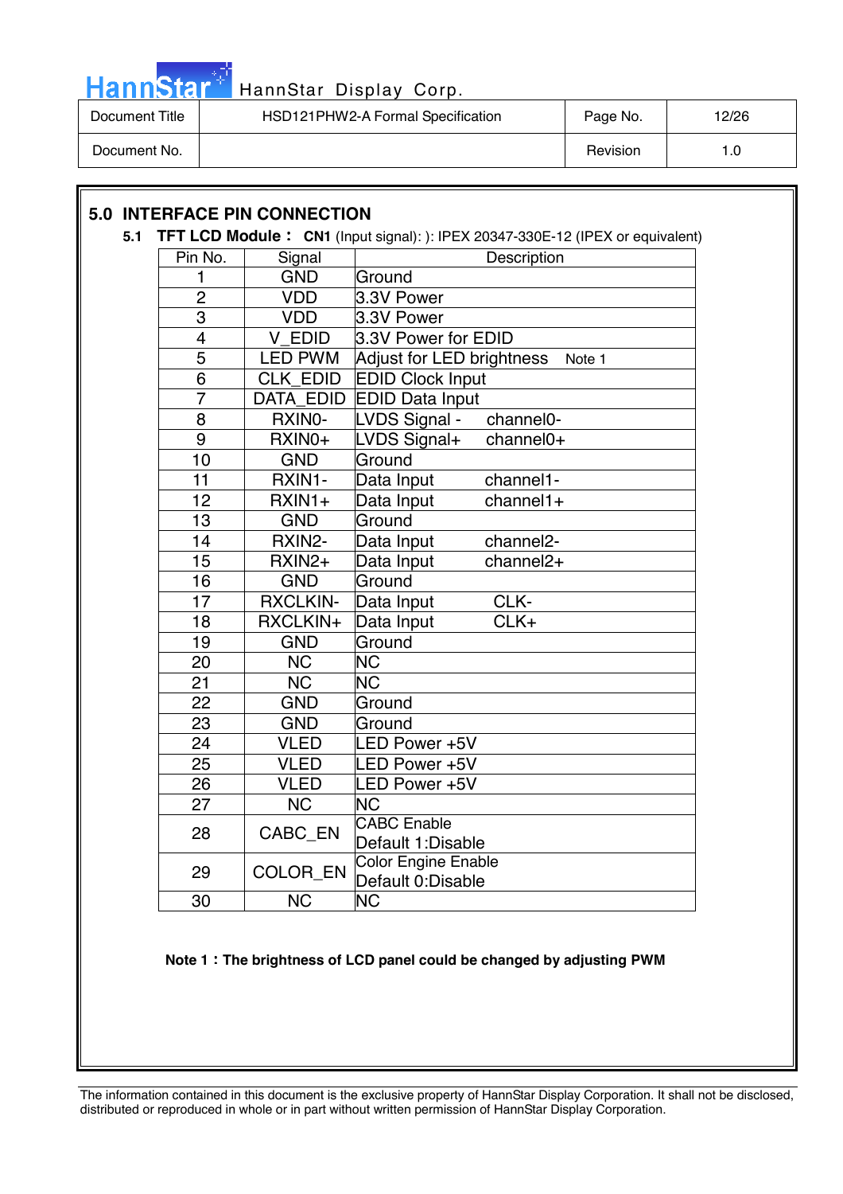## 5.0 INTERFACE PIN CONNECTION

**5.1 TFT LCD Module： CN1** (Input signal): ): IPEX 20347-330E-12 (IPEX or equivalent)

| Pin No. | Signal | Description |
|---|---|---|
| 1 | GND | Ground |
| 2 | VDD | 3.3V Power |
| 3 | VDD | 3.3V Power |
| 4 | V_EDID | 3.3V Power for EDID |
| 5 | LED PWM | Adjust for LED brightness Note 1 |
| 6 | CLK_EDID | EDID Clock Input |
| 7 | DATA_EDID | EDID Data Input |
| 8 | RXIN0- | LVDS Signal - channel0- |
| 9 | RXIN0+ | LVDS Signal+ channel0+ |
| 10 | GND | Ground |
| 11 | RXIN1- | Data Input channel1- |
| 12 | RXIN1+ | Data Input channel1+ |
| 13 | GND | Ground |
| 14 | RXIN2- | Data Input channel2- |
| 15 | RXIN2+ | Data Input channel2+ |
| 16 | GND | Ground |
| 17 | RXCLKIN- | Data Input CLK- |
| 18 | RXCLKIN+ | Data Input CLK+ |
| 19 | GND | Ground |
| 20 | NC | NC |
| 21 | NC | NC |
| 22 | GND | Ground |
| 23 | GND | Ground |
| 24 | VLED | LED Power +5V |
| 25 | VLED | LED Power +5V |
| 26 | VLED | LED Power +5V |
| 27 | NC | NC |
| 28 | CABC_EN | CABC Enable<br>Default 1:Disable |
| 29 | COLOR_EN | Color Engine Enable<br>Default 0:Disable |
| 30 | NC | NC |

**Note 1：The brightness of LCD panel could be changed by adjusting PWM**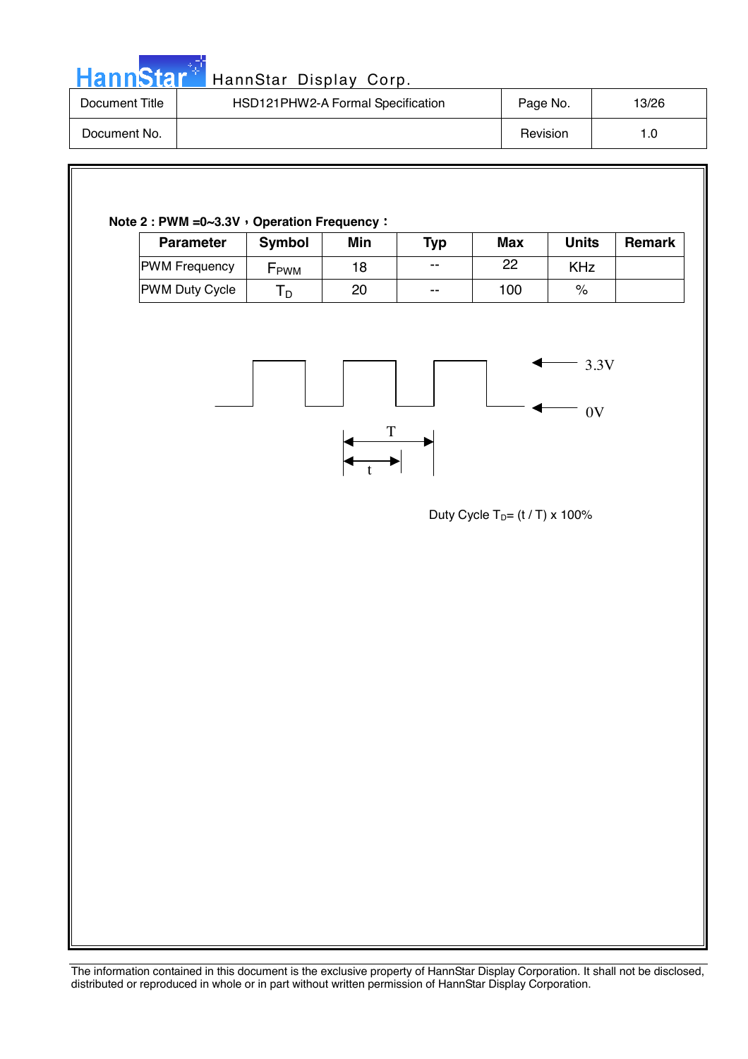**Note 2 : PWM =0~3.3V，Operation Frequency：**

| Parameter | Symbol | Min | Typ | Max | Units | Remark |
|---|---|---|---|---|---|---|
| PWM Frequency | $F_{PWM}$ | 18 | -- | 22 | KHz | |
| PWM Duty Cycle | $T_D$ | 20 | -- | 100 | % | |

3.3V

0V

T

t

Duty Cycle $T_D$= (t / T) x 100%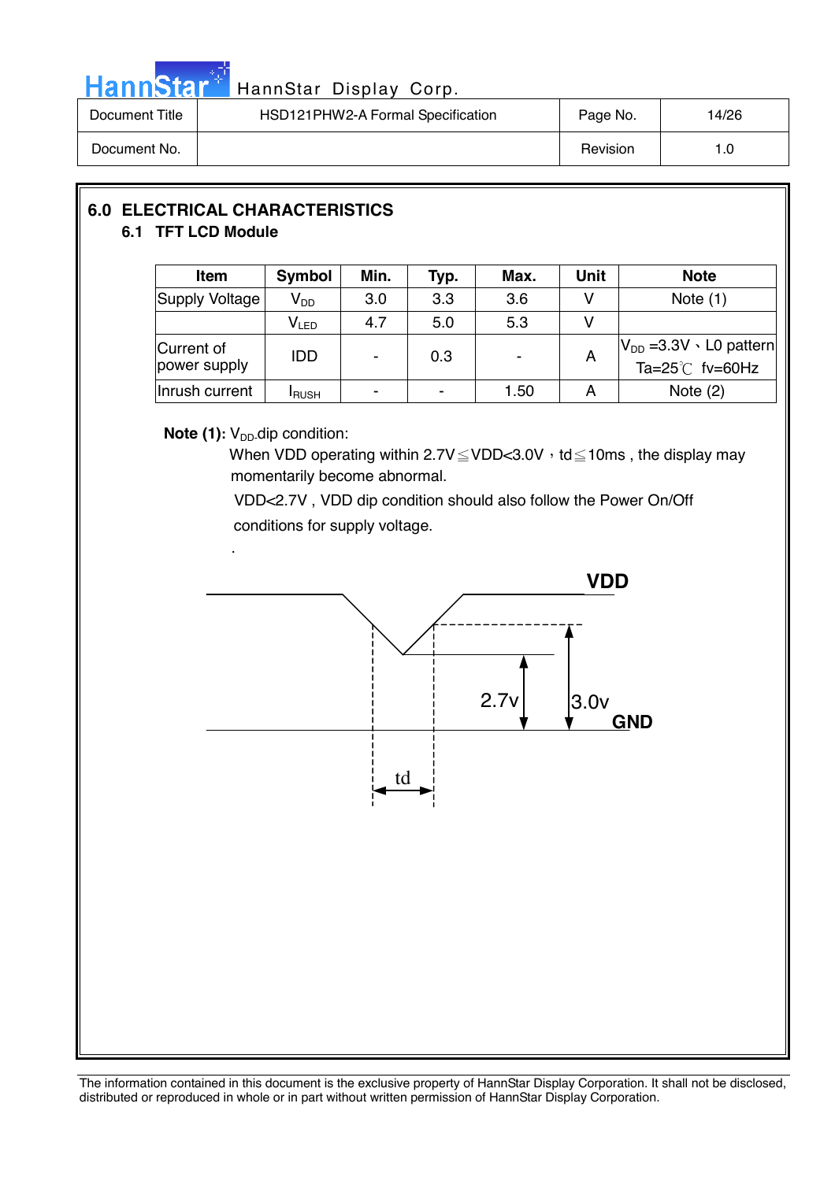## 6.0 ELECTRICAL CHARACTERISTICS

### 6.1 TFT LCD Module

| Item | Symbol | Min. | Typ. | Max. | Unit | Note |
|---|---|---|---|---|---|---|
| Supply Voltage | $V_{DD}$ | 3.0 | 3.3 | 3.6 | V | Note (1) |
| | $V_{LED}$ | 4.7 | 5.0 | 5.3 | V | |
| Current of power supply | IDD | - | 0.3 | - | A | $V_{DD}$ =3.3V、L0 pattern Ta=25℃ fv=60Hz |
| Inrush current | $I_{RUSH}$ | - | - | 1.50 | A | Note (2) |

**Note (1):** $V_{DD}$ dip condition:

When VDD operating within 2.7V≦VDD<3.0V，td≦10ms , the display may momentarily become abnormal.

VDD<2.7V , VDD dip condition should also follow the Power On/Off conditions for supply voltage.

.

VDD

2.7v

3.0v

GND

td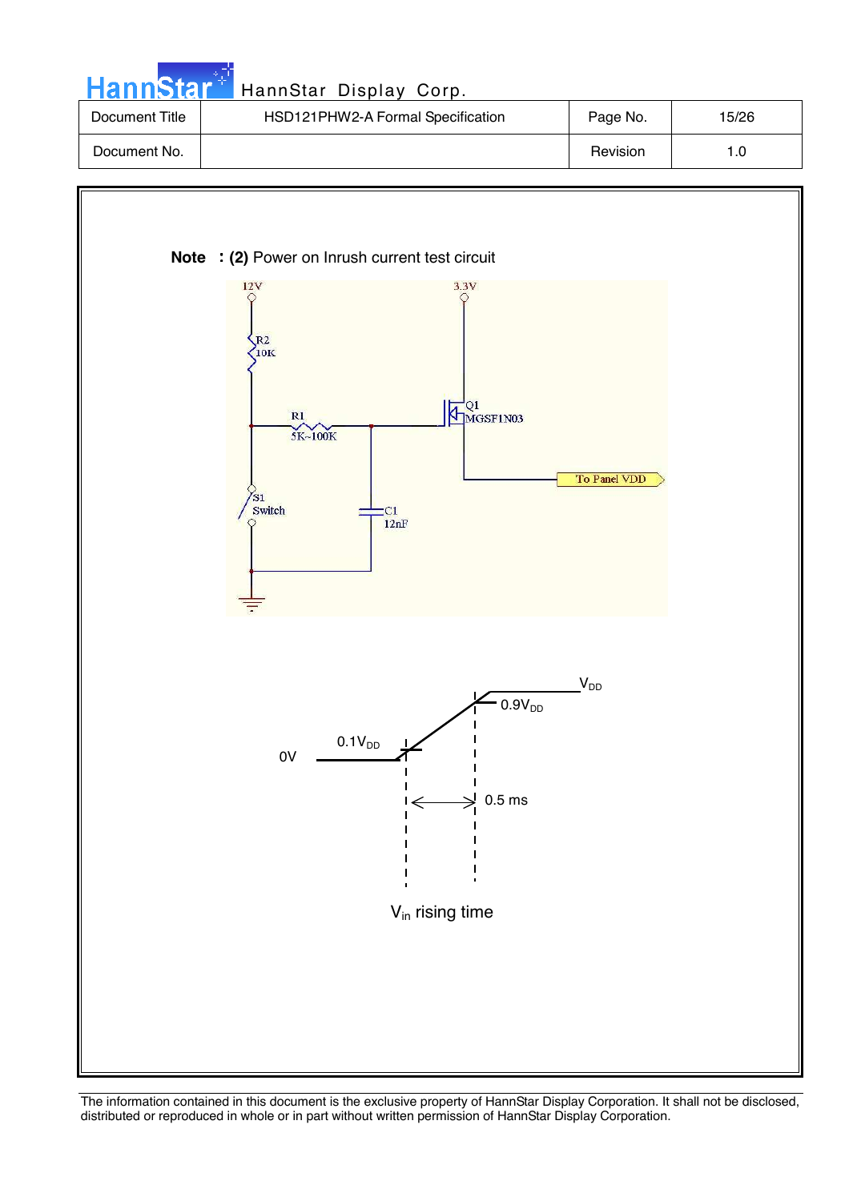**Note** : **(2)** Power on Inrush current test circuit

12V

R2
10K

R1
5K~100K

3.3V

Q1
MGSF1N03

To Panel VDD

S1
Switch

C1
12nF

$V_{DD}$

$0.9V_{DD}$

0V

$0.1V_{DD}$

0.5 ms

$V_{in}$ rising time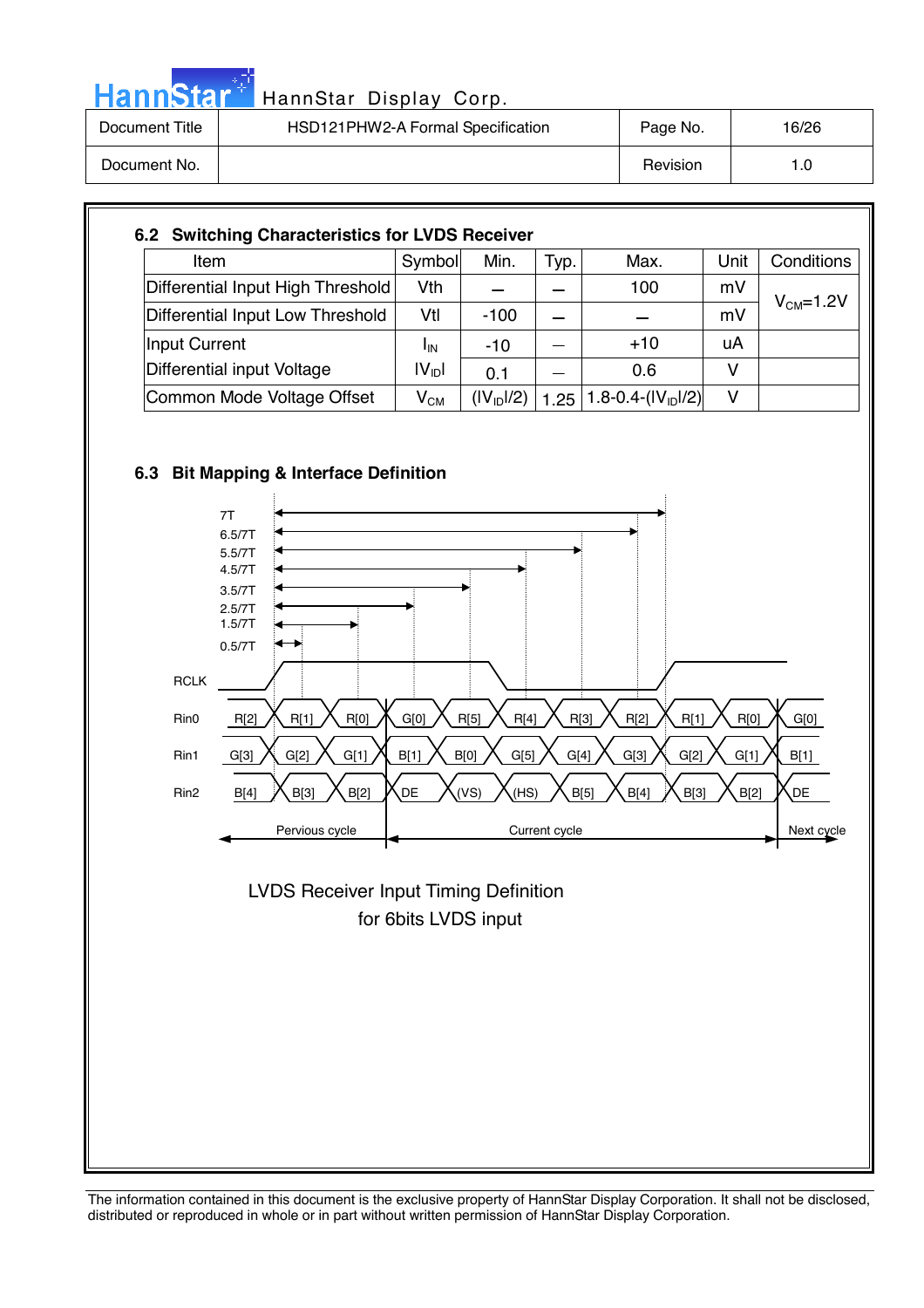### 6.2 Switching Characteristics for LVDS Receiver

| Item | Symbol | Min. | Typ. | Max. | Unit | Conditions |
|---|---|---|---|---|---|---|
| Differential Input High Threshold | Vth | — | — | 100 | mV | $V_{CM}$=1.2V |
| Differential Input Low Threshold | Vtl | -100 | — | — | mV | |
| Input Current | $I_{IN}$ | -10 | — | +10 | uA | |
| Differential input Voltage | $\lvert V_{ID} \rvert$ | 0.1 | — | 0.6 | V | |
| Common Mode Voltage Offset | $V_{CM}$ | $(\lvert V_{ID} \rvert/2)$ | 1.25 | $1.8-0.4-(\lvert V_{ID} \rvert/2)$ | V | |

### 6.3 Bit Mapping & Interface Definition

7T
6.5/7T
5.5/7T
4.5/7T
3.5/7T
2.5/7T
1.5/7T
0.5/7T

RCLK

| | | | | | | | | | | | |
|---|---|---|---|---|---|---|---|---|---|---|---|
| Rin0 | R[2] | R[1] | R[0] | G[0] | R[5] | R[4] | R[3] | R[2] | R[1] | R[0] | G[0] |
| Rin1 | G[3] | G[2] | G[1] | B[1] | B[0] | G[5] | G[4] | G[3] | G[2] | G[1] | B[1] |
| Rin2 | B[4] | B[3] | B[2] | DE | (VS) | (HS) | B[5] | B[4] | B[3] | B[2] | DE |

Pervious cycle — Current cycle — Next cycle

LVDS Receiver Input Timing Definition
for 6bits LVDS input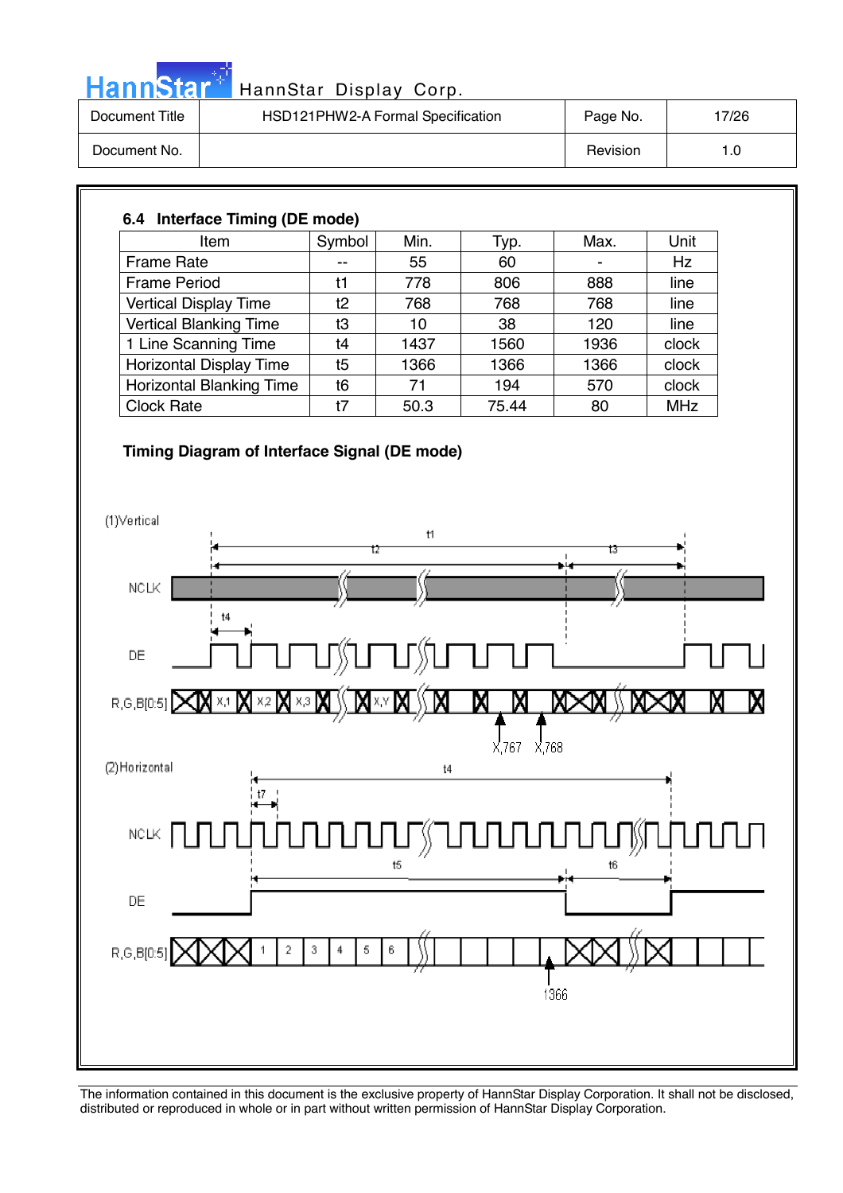## 6.4 Interface Timing (DE mode)

| Item | Symbol | Min. | Typ. | Max. | Unit |
|---|---|---|---|---|---|
| Frame Rate | -- | 55 | 60 | - | Hz |
| Frame Period | t1 | 778 | 806 | 888 | line |
| Vertical Display Time | t2 | 768 | 768 | 768 | line |
| Vertical Blanking Time | t3 | 10 | 38 | 120 | line |
| 1 Line Scanning Time | t4 | 1437 | 1560 | 1936 | clock |
| Horizontal Display Time | t5 | 1366 | 1366 | 1366 | clock |
| Horizontal Blanking Time | t6 | 71 | 194 | 570 | clock |
| Clock Rate | t7 | 50.3 | 75.44 | 80 | MHz |

**Timing Diagram of Interface Signal (DE mode)**

(1)Vertical

t1, t2, t3, t4

NCLK

DE

R,G,B[0:5] X,1 X,2 X,3 X,Y X,767 X,768

(2)Horizontal

t4, t7

NCLK

t5, t6

DE

R,G,B[0:5] 1 2 3 4 5 6 1366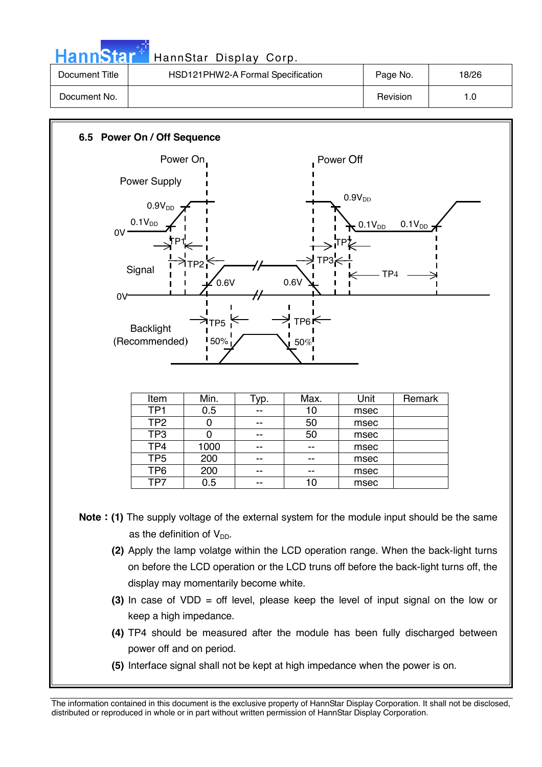## 6.5 Power On / Off Sequence

| Item | Min. | Typ. | Max. | Unit | Remark |
|---|---|---|---|---|---|
| TP1 | 0.5 | -- | 10 | msec | |
| TP2 | 0 | -- | 50 | msec | |
| TP3 | 0 | -- | 50 | msec | |
| TP4 | 1000 | -- | -- | msec | |
| TP5 | 200 | -- | -- | msec | |
| TP6 | 200 | -- | -- | msec | |
| TP7 | 0.5 | -- | 10 | msec | |

**Note : (1)** The supply voltage of the external system for the module input should be the same as the definition of $V_{DD}$.

**(2)** Apply the lamp volatge within the LCD operation range. When the back-light turns on before the LCD operation or the LCD truns off before the back-light turns off, the display may momentarily become white.

**(3)** In case of VDD = off level, please keep the level of input signal on the low or keep a high impedance.

**(4)** TP4 should be measured after the module has been fully discharged between power off and on period.

**(5)** Interface signal shall not be kept at high impedance when the power is on.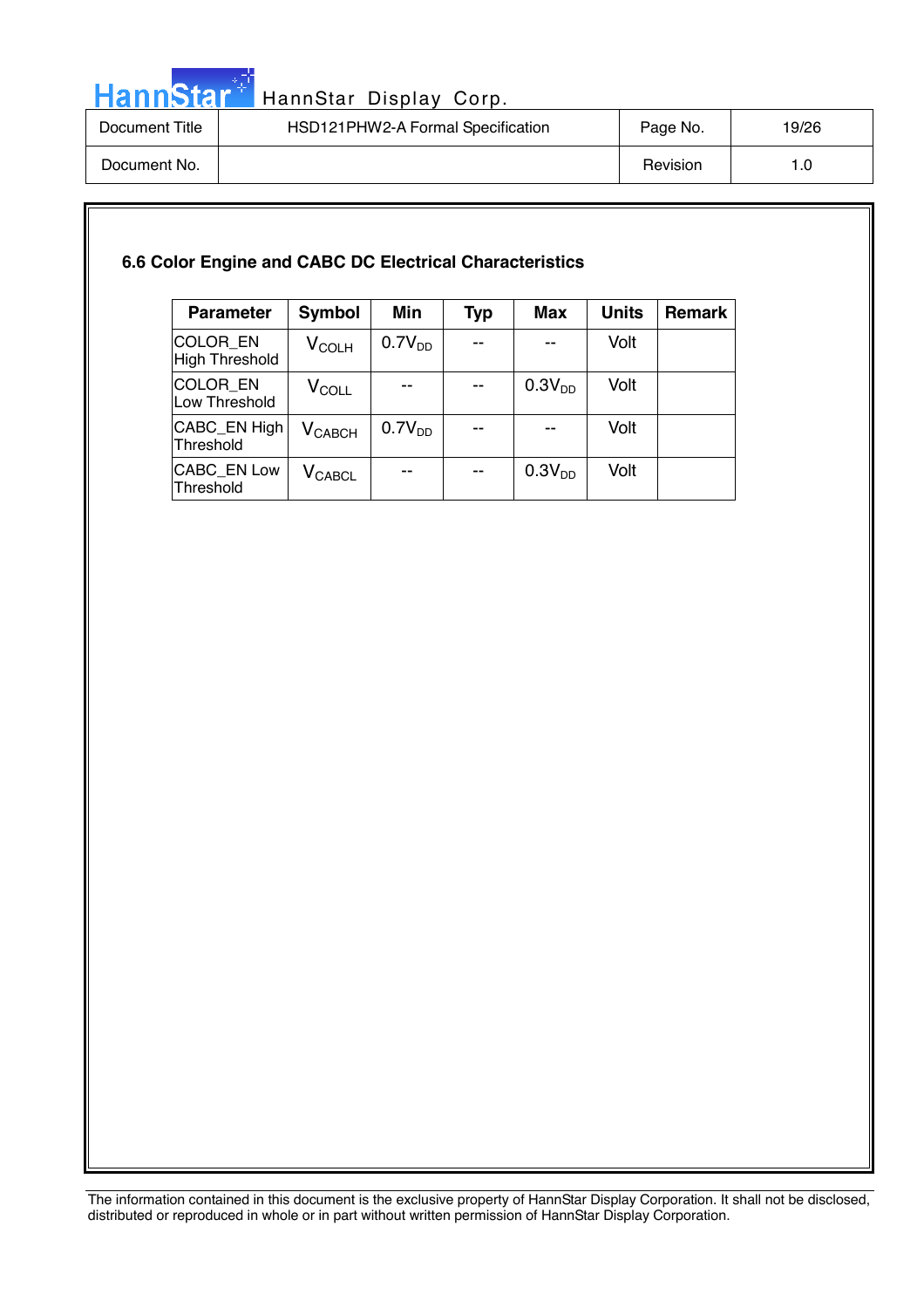### 6.6 Color Engine and CABC DC Electrical Characteristics

| Parameter | Symbol | Min | Typ | Max | Units | Remark |
|---|---|---|---|---|---|---|
| COLOR_EN High Threshold | $V_{COLH}$ | $0.7V_{DD}$ | -- | -- | Volt | |
| COLOR_EN Low Threshold | $V_{COLL}$ | -- | -- | $0.3V_{DD}$ | Volt | |
| CABC_EN High Threshold | $V_{CABCH}$ | $0.7V_{DD}$ | -- | -- | Volt | |
| CABC_EN Low Threshold | $V_{CABCL}$ | -- | -- | $0.3V_{DD}$ | Volt | |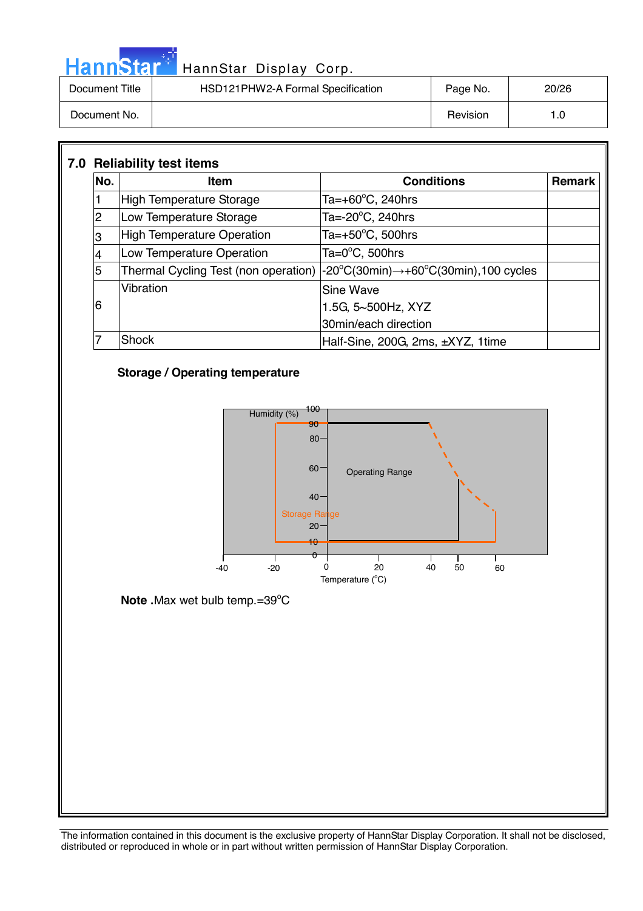## 7.0 Reliability test items

| No. | Item | Conditions | Remark |
|---|---|---|---|
| 1 | High Temperature Storage | Ta=+60°C, 240hrs | |
| 2 | Low Temperature Storage | Ta=-20°C, 240hrs | |
| 3 | High Temperature Operation | Ta=+50°C, 500hrs | |
| 4 | Low Temperature Operation | Ta=0°C, 500hrs | |
| 5 | Thermal Cycling Test (non operation) | -20°C(30min)→+60°C(30min),100 cycles | |
| 6 | Vibration | Sine Wave<br>1.5G, 5~500Hz, XYZ<br>30min/each direction | |
| 7 | Shock | Half-Sine, 200G, 2ms, ±XYZ, 1time | |

**Storage / Operating temperature**

Humidity (%)

100

90

80

60

40

20

10

0

Operating Range

Storage Range

-40 -20 0 20 40 50 60

Temperature (°C)

**Note .**Max wet bulb temp.=39°C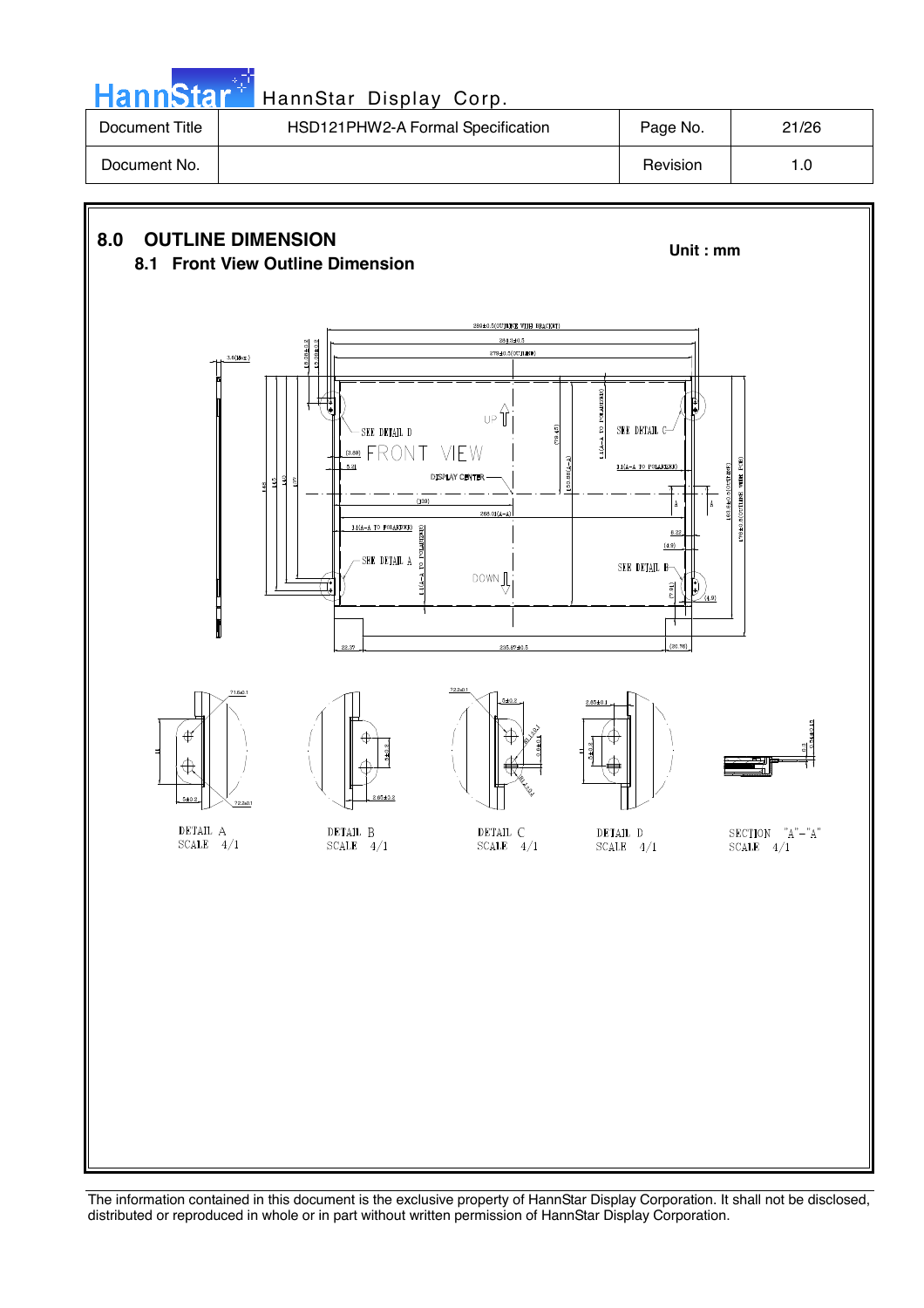## 8.0 OUTLINE DIMENSION

**Unit : mm**

### 8.1 Front View Outline Dimension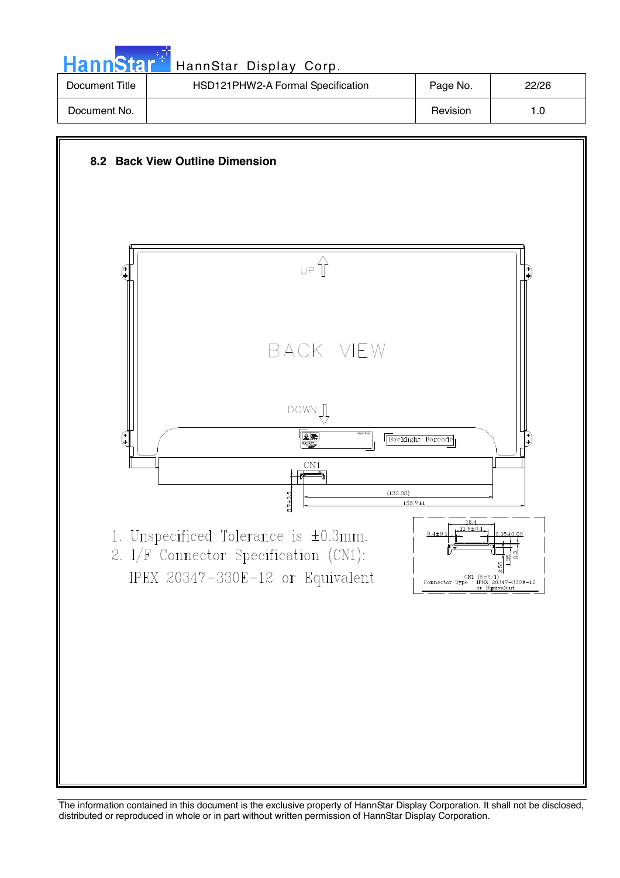## 8.2 Back View Outline Dimension

UP

BACK VIEW

DOWN

Backlight Barcode

CN1

(133.33)

155.7±1

5.7±0.5

1. Unspecificed Tolerance is ±0.3mm.
2. I/F Connector Specification (CN1):
   IPEX 20347-330E-12 or Equivalent

16.4

11.6±0.1

0.4±0.1

0.15±0.03

2.55

1.35

0.3

CN1 (S=2/1)
Connector Type : IPEX 20347-330E-12
or Equivalent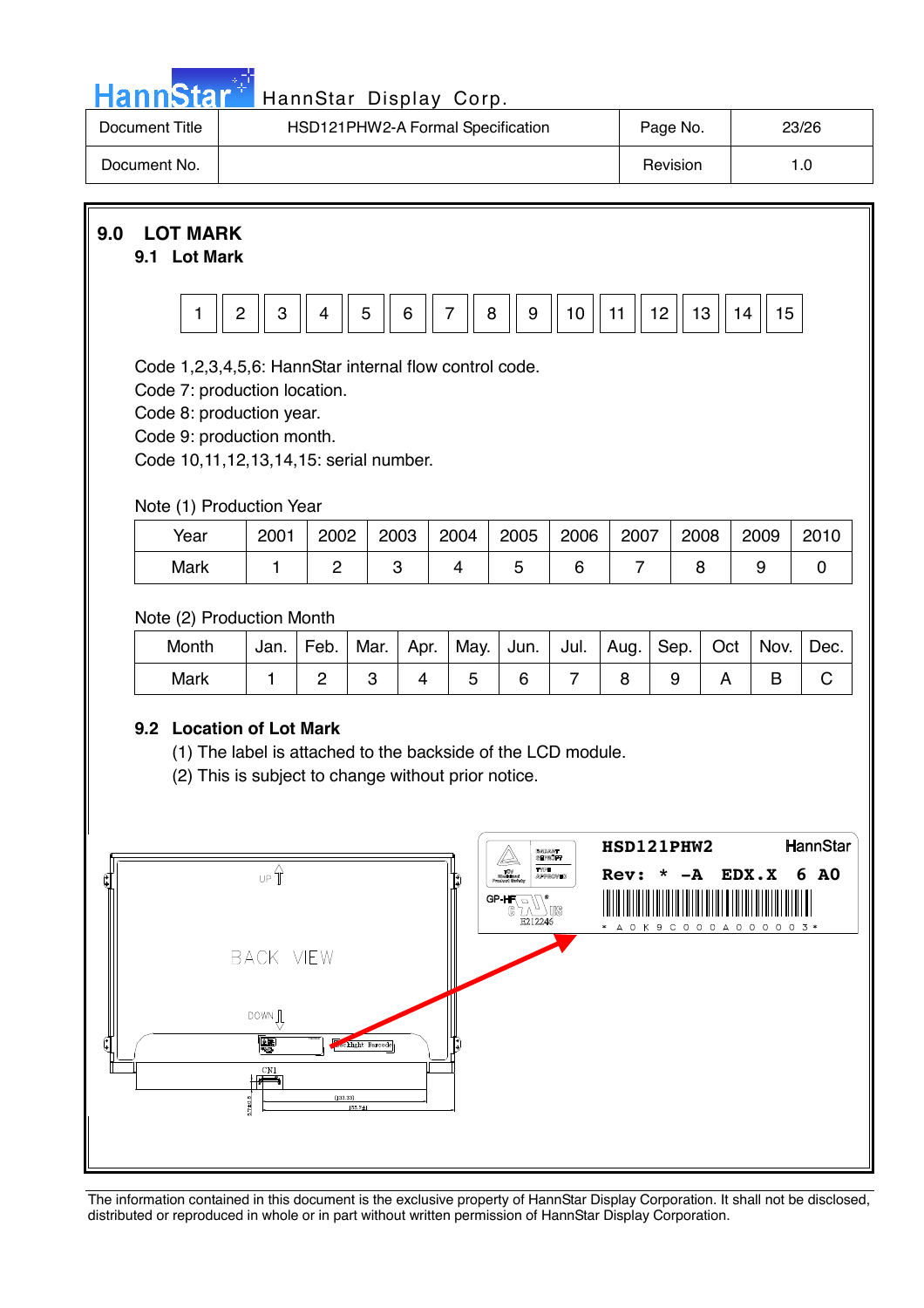## 9.0 LOT MARK

### 9.1 Lot Mark

| 1 | 2 | 3 | 4 | 5 | 6 | 7 | 8 | 9 | 10 | 11 | 12 | 13 | 14 | 15 |
|---|---|---|---|---|---|---|---|---|---|---|---|---|---|---|

Code 1,2,3,4,5,6: HannStar internal flow control code.
Code 7: production location.
Code 8: production year.
Code 9: production month.
Code 10,11,12,13,14,15: serial number.

Note (1) Production Year

| Year | 2001 | 2002 | 2003 | 2004 | 2005 | 2006 | 2007 | 2008 | 2009 | 2010 |
|---|---|---|---|---|---|---|---|---|---|---|
| Mark | 1 | 2 | 3 | 4 | 5 | 6 | 7 | 8 | 9 | 0 |

Note (2) Production Month

| Month | Jan. | Feb. | Mar. | Apr. | May. | Jun. | Jul. | Aug. | Sep. | Oct | Nov. | Dec. |
|---|---|---|---|---|---|---|---|---|---|---|---|---|
| Mark | 1 | 2 | 3 | 4 | 5 | 6 | 7 | 8 | 9 | A | B | C |

### 9.2 Location of Lot Mark

(1) The label is attached to the backside of the LCD module.
(2) This is subject to change without prior notice.

BACK VIEW

HSD121PHW2 HannStar
Rev: * -A EDX.X 6 A0
* A 0 K 9 C 0 0 0 A 0 0 0 0 0 3 *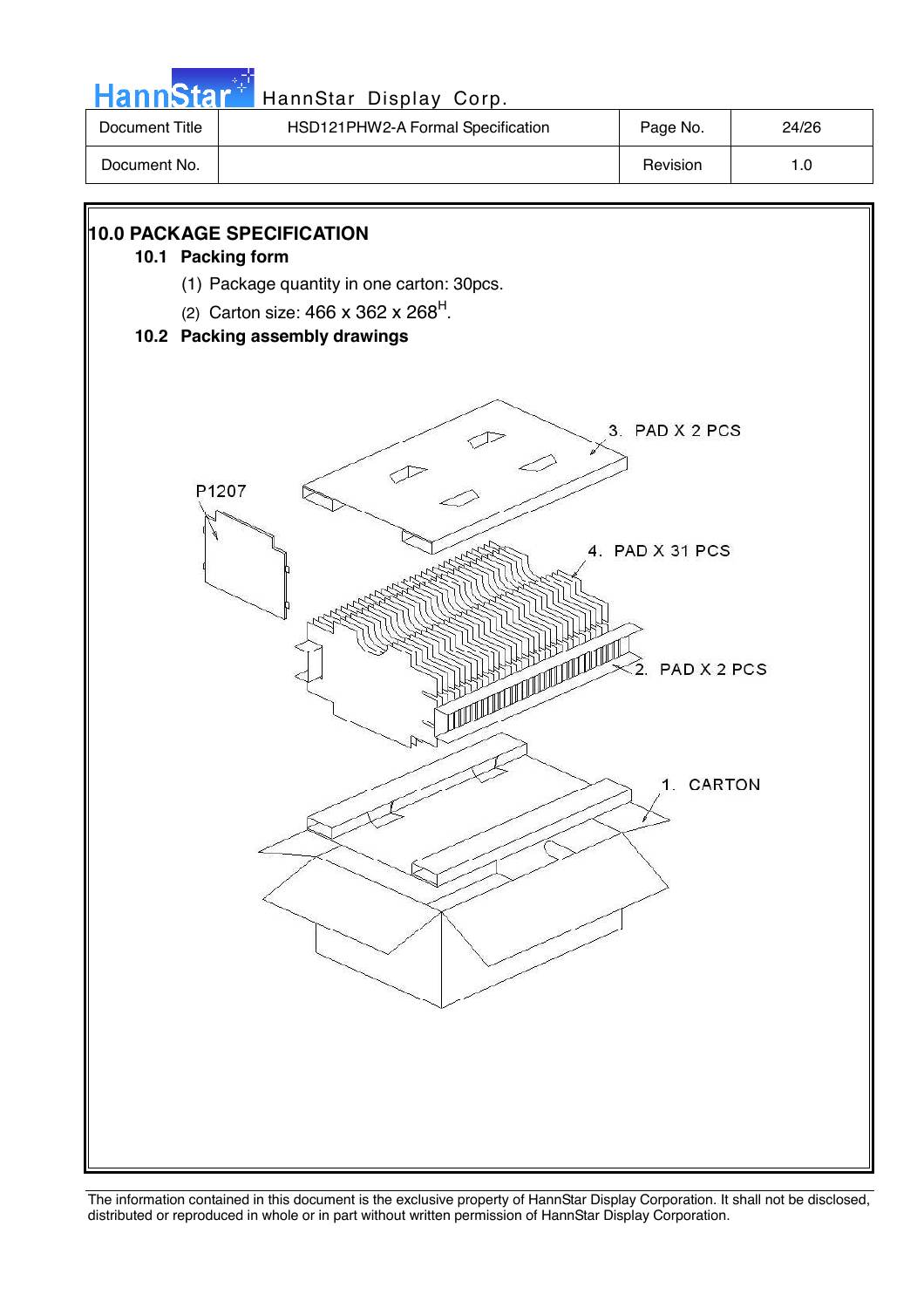## 10.0 PACKAGE SPECIFICATION

### 10.1 Packing form

(1) Package quantity in one carton: 30pcs.

(2) Carton size: 466 x 362 x 268$^H$.

### 10.2 Packing assembly drawings

P1207

3. PAD X 2 PCS

4. PAD X 31 PCS

2. PAD X 2 PCS

1. CARTON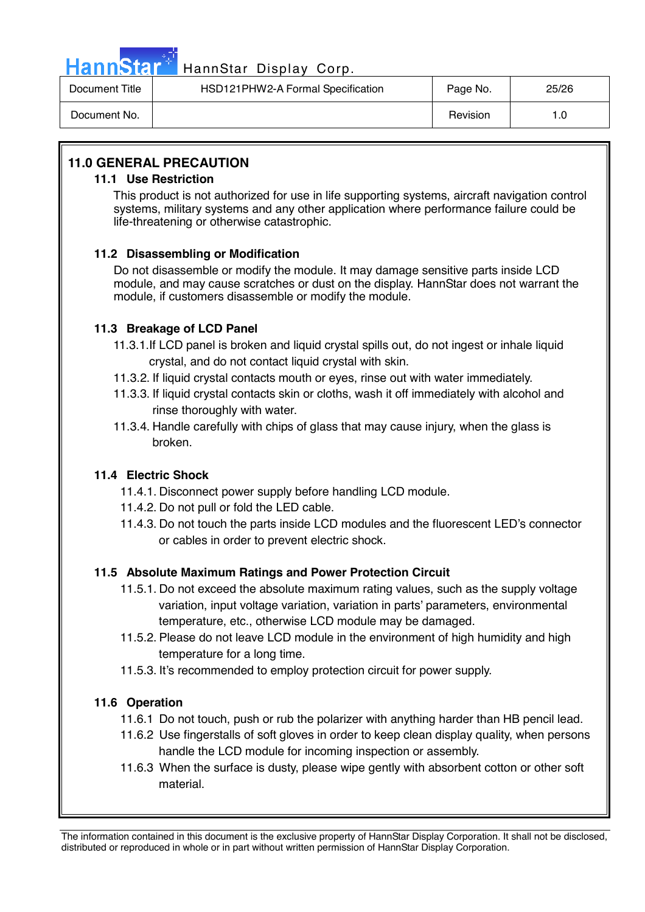## 11.0 GENERAL PRECAUTION

### 11.1 Use Restriction

This product is not authorized for use in life supporting systems, aircraft navigation control systems, military systems and any other application where performance failure could be life-threatening or otherwise catastrophic.

### 11.2 Disassembling or Modification

Do not disassemble or modify the module. It may damage sensitive parts inside LCD module, and may cause scratches or dust on the display. HannStar does not warrant the module, if customers disassemble or modify the module.

### 11.3 Breakage of LCD Panel

11.3.1.If LCD panel is broken and liquid crystal spills out, do not ingest or inhale liquid crystal, and do not contact liquid crystal with skin.

11.3.2. If liquid crystal contacts mouth or eyes, rinse out with water immediately.

11.3.3. If liquid crystal contacts skin or cloths, wash it off immediately with alcohol and rinse thoroughly with water.

11.3.4. Handle carefully with chips of glass that may cause injury, when the glass is broken.

### 11.4 Electric Shock

11.4.1. Disconnect power supply before handling LCD module.

11.4.2. Do not pull or fold the LED cable.

11.4.3. Do not touch the parts inside LCD modules and the fluorescent LED's connector or cables in order to prevent electric shock.

### 11.5 Absolute Maximum Ratings and Power Protection Circuit

11.5.1. Do not exceed the absolute maximum rating values, such as the supply voltage variation, input voltage variation, variation in parts' parameters, environmental temperature, etc., otherwise LCD module may be damaged.

11.5.2. Please do not leave LCD module in the environment of high humidity and high temperature for a long time.

11.5.3. It's recommended to employ protection circuit for power supply.

### 11.6 Operation

11.6.1 Do not touch, push or rub the polarizer with anything harder than HB pencil lead.

11.6.2 Use fingerstalls of soft gloves in order to keep clean display quality, when persons handle the LCD module for incoming inspection or assembly.

11.6.3 When the surface is dusty, please wipe gently with absorbent cotton or other soft material.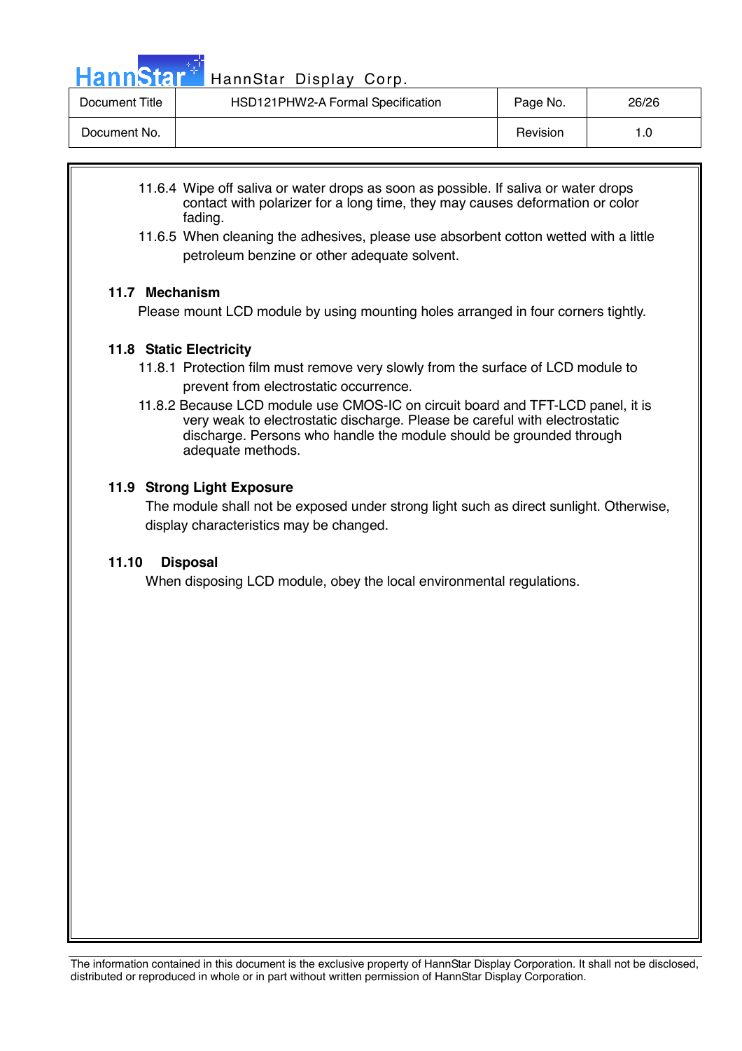11.6.4 Wipe off saliva or water drops as soon as possible. If saliva or water drops contact with polarizer for a long time, they may causes deformation or color fading.

11.6.5 When cleaning the adhesives, please use absorbent cotton wetted with a little petroleum benzine or other adequate solvent.

### 11.7 Mechanism

Please mount LCD module by using mounting holes arranged in four corners tightly.

### 11.8 Static Electricity

11.8.1 Protection film must remove very slowly from the surface of LCD module to prevent from electrostatic occurrence.

11.8.2 Because LCD module use CMOS-IC on circuit board and TFT-LCD panel, it is very weak to electrostatic discharge. Please be careful with electrostatic discharge. Persons who handle the module should be grounded through adequate methods.

### 11.9 Strong Light Exposure

The module shall not be exposed under strong light such as direct sunlight. Otherwise, display characteristics may be changed.

### 11.10 Disposal

When disposing LCD module, obey the local environmental regulations.

The information contained in this document is the exclusive property of HannStar Display Corporation. It shall not be disclosed, distributed or reproduced in whole or in part without written permission of HannStar Display Corporation.